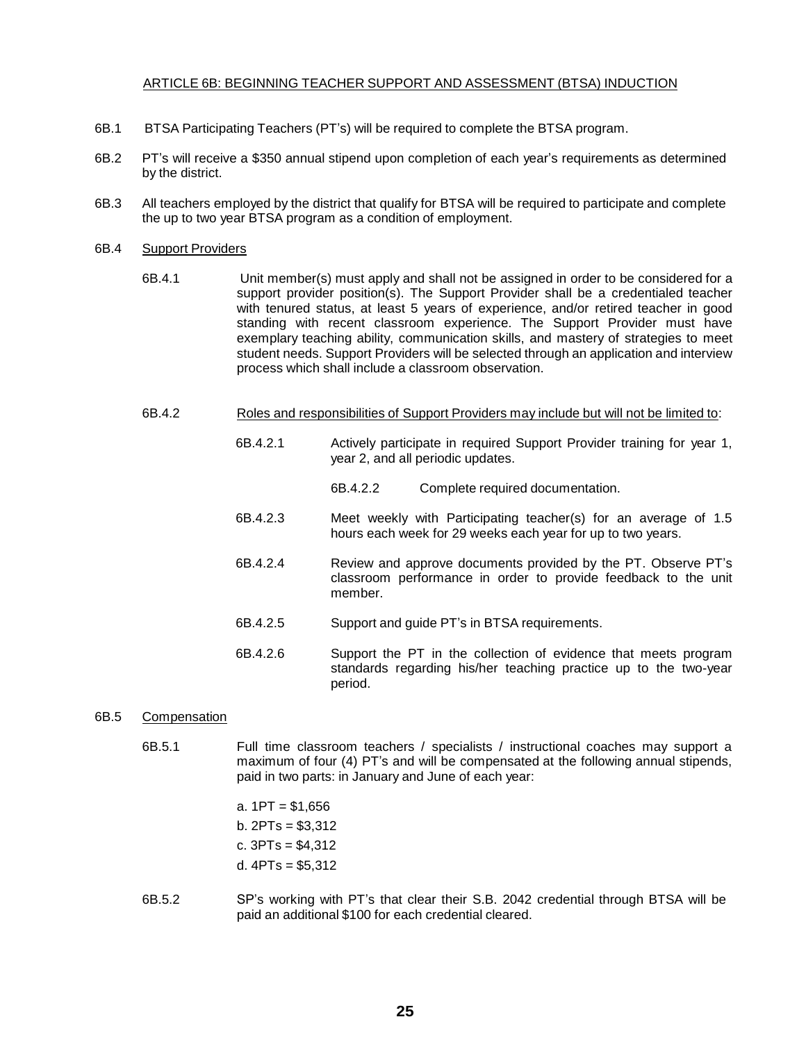## ARTICLE 6B: BEGINNING TEACHER SUPPORT AND ASSESSMENT (BTSA) INDUCTION

6B.1 BTSA Participating Teachers (PT's) will be required to complete the BTSA program.

6B.2 PT's will receive a $350 annual stipend upon completion of each year's requirements as determined by the district.

6B.3 All teachers employed by the district that qualify for BTSA will be required to participate and complete the up to two year BTSA program as a condition of employment.

6B.4 Support Providers

6B.4.1 Unit member(s) must apply and shall not be assigned in order to be considered for a support provider position(s). The Support Provider shall be a credentialed teacher with tenured status, at least 5 years of experience, and/or retired teacher in good standing with recent classroom experience. The Support Provider must have exemplary teaching ability, communication skills, and mastery of strategies to meet student needs. Support Providers will be selected through an application and interview process which shall include a classroom observation.

6B.4.2 Roles and responsibilities of Support Providers may include but will not be limited to:

6B.4.2.1 Actively participate in required Support Provider training for year 1, year 2, and all periodic updates.

6B.4.2.2 Complete required documentation.

6B.4.2.3 Meet weekly with Participating teacher(s) for an average of 1.5 hours each week for 29 weeks each year for up to two years.

6B.4.2.4 Review and approve documents provided by the PT. Observe PT's classroom performance in order to provide feedback to the unit member.

6B.4.2.5 Support and guide PT's in BTSA requirements.

6B.4.2.6 Support the PT in the collection of evidence that meets program standards regarding his/her teaching practice up to the two-year period.

6B.5 Compensation

6B.5.1 Full time classroom teachers / specialists / instructional coaches may support a maximum of four (4) PT's and will be compensated at the following annual stipends, paid in two parts: in January and June of each year:

a. 1PT = $1,656
b. 2PTs = $3,312
c. 3PTs = $4,312
d. 4PTs = $5,312

6B.5.2 SP's working with PT's that clear their S.B. 2042 credential through BTSA will be paid an additional $100 for each credential cleared.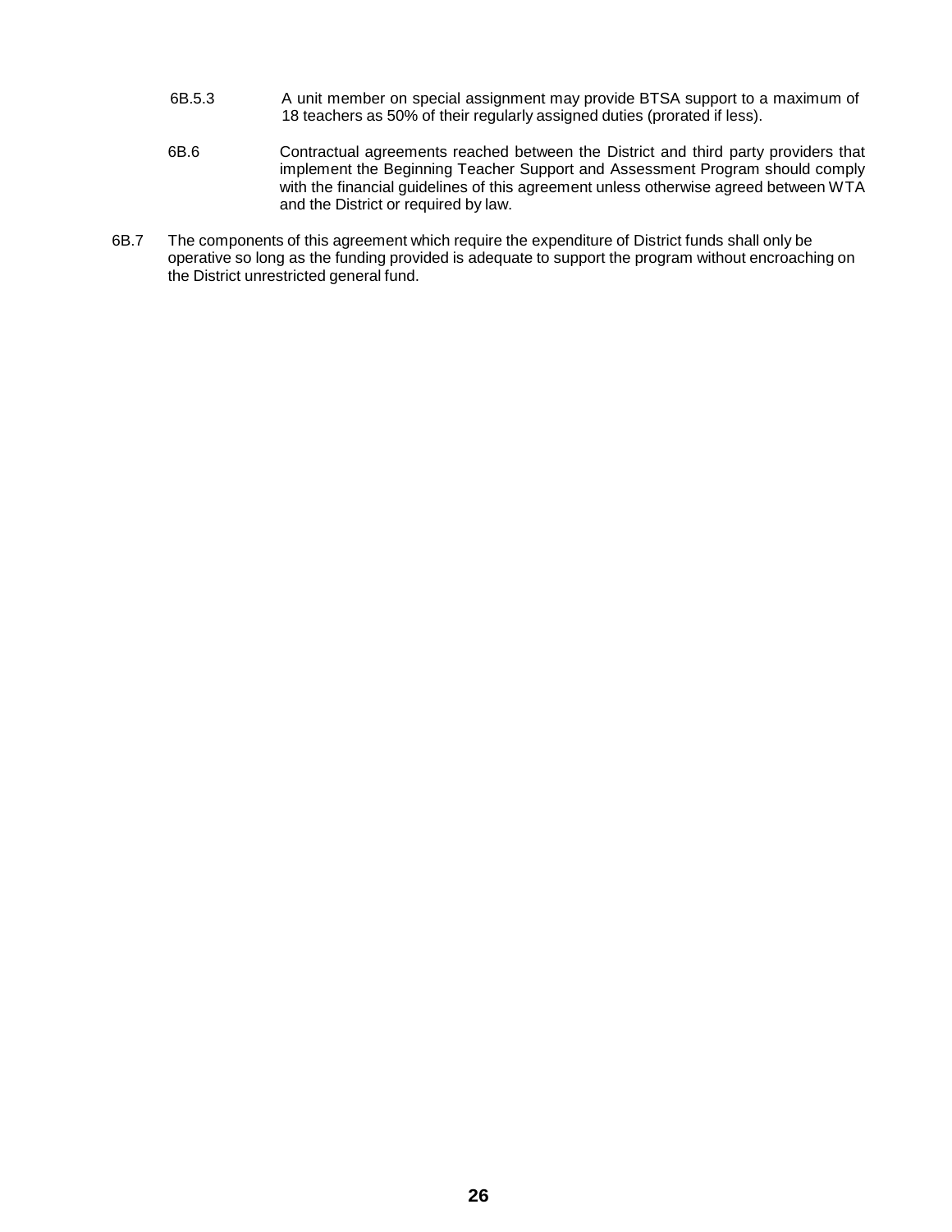6B.5.3 A unit member on special assignment may provide BTSA support to a maximum of 18 teachers as 50% of their regularly assigned duties (prorated if less).

6B.6 Contractual agreements reached between the District and third party providers that implement the Beginning Teacher Support and Assessment Program should comply with the financial guidelines of this agreement unless otherwise agreed between WTA and the District or required by law.

6B.7 The components of this agreement which require the expenditure of District funds shall only be operative so long as the funding provided is adequate to support the program without encroaching on the District unrestricted general fund.